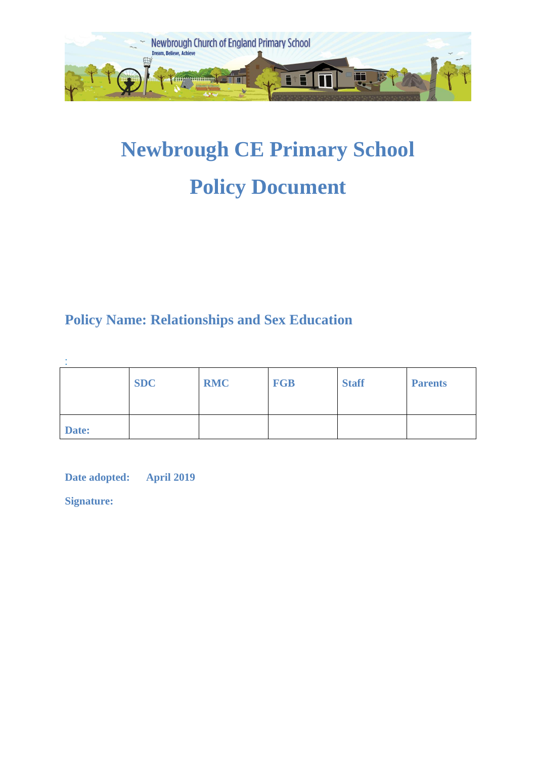# Newbrough CE Primary School

# Policy Document

## Policy Name: Relationships and Sex Education

:

| | SDC | RMC | FGB | Staff | Parents |
|---|---|---|---|---|---|
| **Date:** | | | | | |

**Date adopted:** **April 2019**

**Signature:**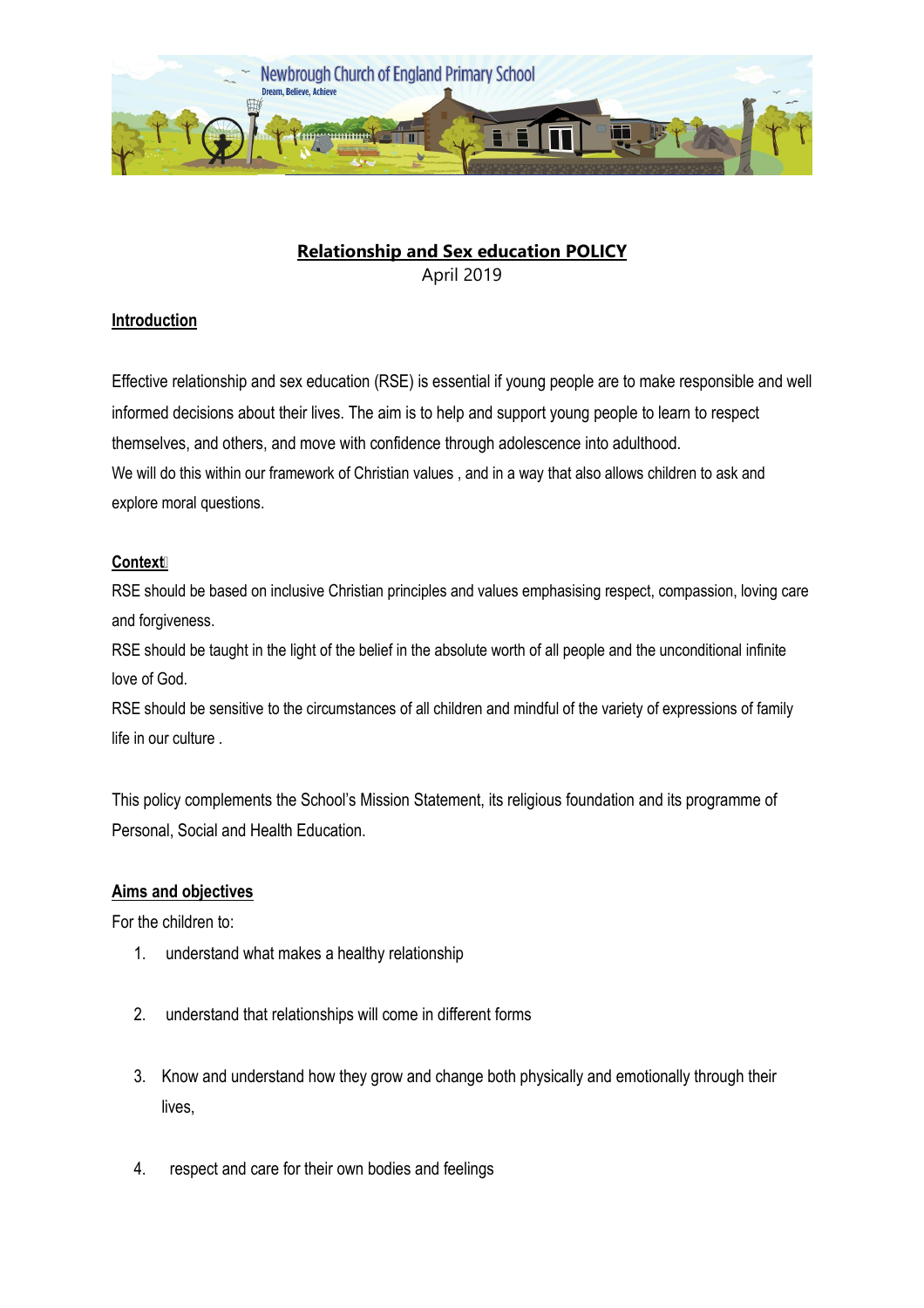Newbrough Church of England Primary School

Dream, Believe, Achieve

# Relationship and Sex education POLICY

April 2019

## Introduction

Effective relationship and sex education (RSE) is essential if young people are to make responsible and well informed decisions about their lives. The aim is to help and support young people to learn to respect themselves, and others, and move with confidence through adolescence into adulthood.

We will do this within our framework of Christian values , and in a way that also allows children to ask and explore moral questions.

## Context

RSE should be based on inclusive Christian principles and values emphasising respect, compassion, loving care and forgiveness.

RSE should be taught in the light of the belief in the absolute worth of all people and the unconditional infinite love of God.

RSE should be sensitive to the circumstances of all children and mindful of the variety of expressions of family life in our culture .

This policy complements the School's Mission Statement, its religious foundation and its programme of Personal, Social and Health Education.

## Aims and objectives

For the children to:

1. understand what makes a healthy relationship
2. understand that relationships will come in different forms
3. Know and understand how they grow and change both physically and emotionally through their lives,
4. respect and care for their own bodies and feelings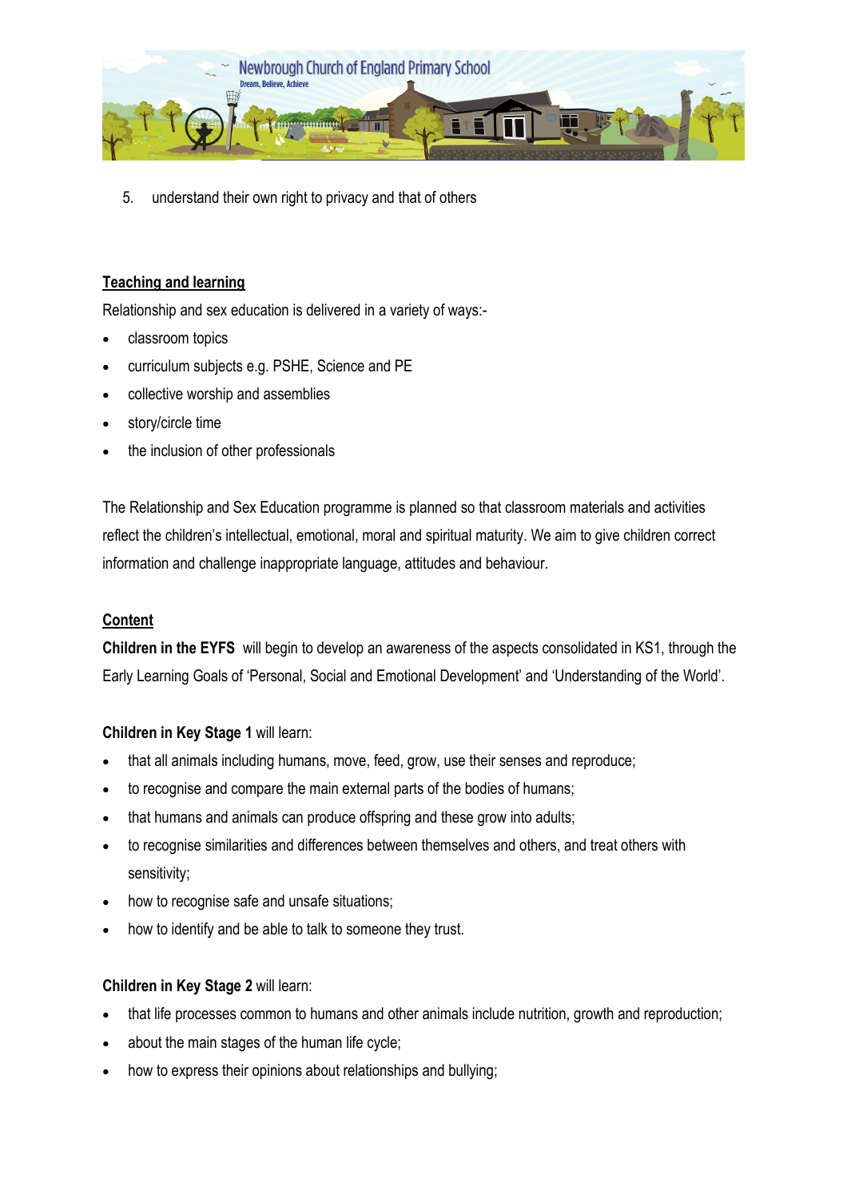5. understand their own right to privacy and that of others

**Teaching and learning**

Relationship and sex education is delivered in a variety of ways:-

- classroom topics
- curriculum subjects e.g. PSHE, Science and PE
- collective worship and assemblies
- story/circle time
- the inclusion of other professionals

The Relationship and Sex Education programme is planned so that classroom materials and activities reflect the children's intellectual, emotional, moral and spiritual maturity. We aim to give children correct information and challenge inappropriate language, attitudes and behaviour.

**Content**

**Children in the EYFS** will begin to develop an awareness of the aspects consolidated in KS1, through the Early Learning Goals of 'Personal, Social and Emotional Development' and 'Understanding of the World'.

**Children in Key Stage 1** will learn:

- that all animals including humans, move, feed, grow, use their senses and reproduce;
- to recognise and compare the main external parts of the bodies of humans;
- that humans and animals can produce offspring and these grow into adults;
- to recognise similarities and differences between themselves and others, and treat others with sensitivity;
- how to recognise safe and unsafe situations;
- how to identify and be able to talk to someone they trust.

**Children in Key Stage 2** will learn:

- that life processes common to humans and other animals include nutrition, growth and reproduction;
- about the main stages of the human life cycle;
- how to express their opinions about relationships and bullying;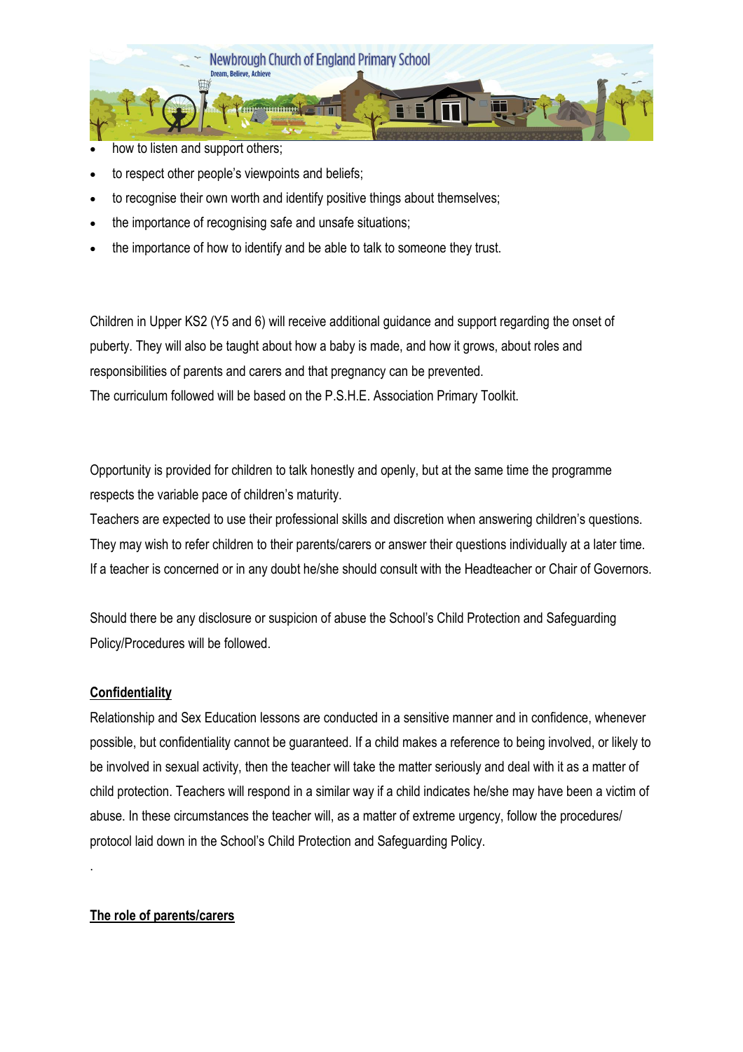- how to listen and support others;
- to respect other people's viewpoints and beliefs;
- to recognise their own worth and identify positive things about themselves;
- the importance of recognising safe and unsafe situations;
- the importance of how to identify and be able to talk to someone they trust.

Children in Upper KS2 (Y5 and 6) will receive additional guidance and support regarding the onset of puberty. They will also be taught about how a baby is made, and how it grows, about roles and responsibilities of parents and carers and that pregnancy can be prevented.
The curriculum followed will be based on the P.S.H.E. Association Primary Toolkit.

Opportunity is provided for children to talk honestly and openly, but at the same time the programme respects the variable pace of children's maturity.
Teachers are expected to use their professional skills and discretion when answering children's questions. They may wish to refer children to their parents/carers or answer their questions individually at a later time. If a teacher is concerned or in any doubt he/she should consult with the Headteacher or Chair of Governors.

Should there be any disclosure or suspicion of abuse the School's Child Protection and Safeguarding Policy/Procedures will be followed.

**Confidentiality**

Relationship and Sex Education lessons are conducted in a sensitive manner and in confidence, whenever possible, but confidentiality cannot be guaranteed. If a child makes a reference to being involved, or likely to be involved in sexual activity, then the teacher will take the matter seriously and deal with it as a matter of child protection. Teachers will respond in a similar way if a child indicates he/she may have been a victim of abuse. In these circumstances the teacher will, as a matter of extreme urgency, follow the procedures/ protocol laid down in the School's Child Protection and Safeguarding Policy.

**The role of parents/carers**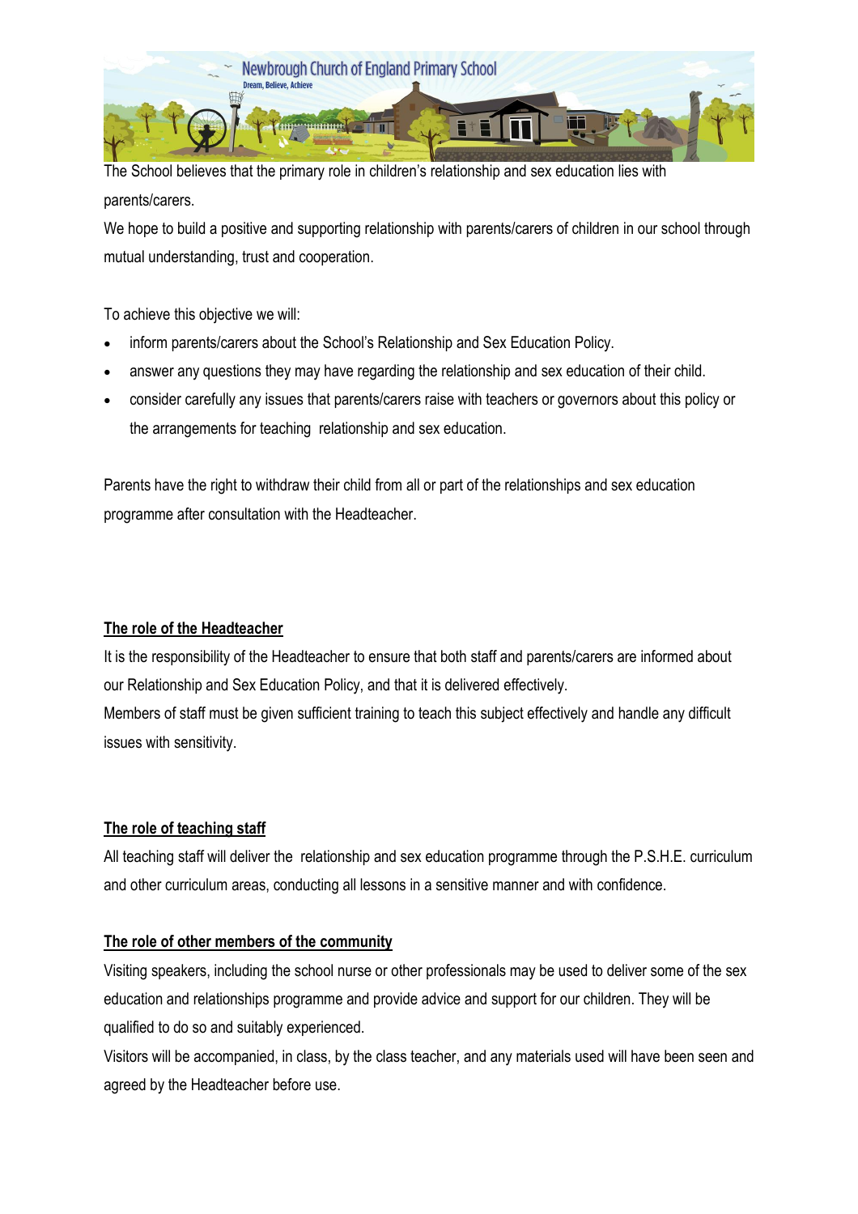The School believes that the primary role in children's relationship and sex education lies with parents/carers.

We hope to build a positive and supporting relationship with parents/carers of children in our school through mutual understanding, trust and cooperation.

To achieve this objective we will:

- inform parents/carers about the School's Relationship and Sex Education Policy.
- answer any questions they may have regarding the relationship and sex education of their child.
- consider carefully any issues that parents/carers raise with teachers or governors about this policy or the arrangements for teaching relationship and sex education.

Parents have the right to withdraw their child from all or part of the relationships and sex education programme after consultation with the Headteacher.

**The role of the Headteacher**

It is the responsibility of the Headteacher to ensure that both staff and parents/carers are informed about our Relationship and Sex Education Policy, and that it is delivered effectively.

Members of staff must be given sufficient training to teach this subject effectively and handle any difficult issues with sensitivity.

**The role of teaching staff**

All teaching staff will deliver the relationship and sex education programme through the P.S.H.E. curriculum and other curriculum areas, conducting all lessons in a sensitive manner and with confidence.

**The role of other members of the community**

Visiting speakers, including the school nurse or other professionals may be used to deliver some of the sex education and relationships programme and provide advice and support for our children. They will be qualified to do so and suitably experienced.

Visitors will be accompanied, in class, by the class teacher, and any materials used will have been seen and agreed by the Headteacher before use.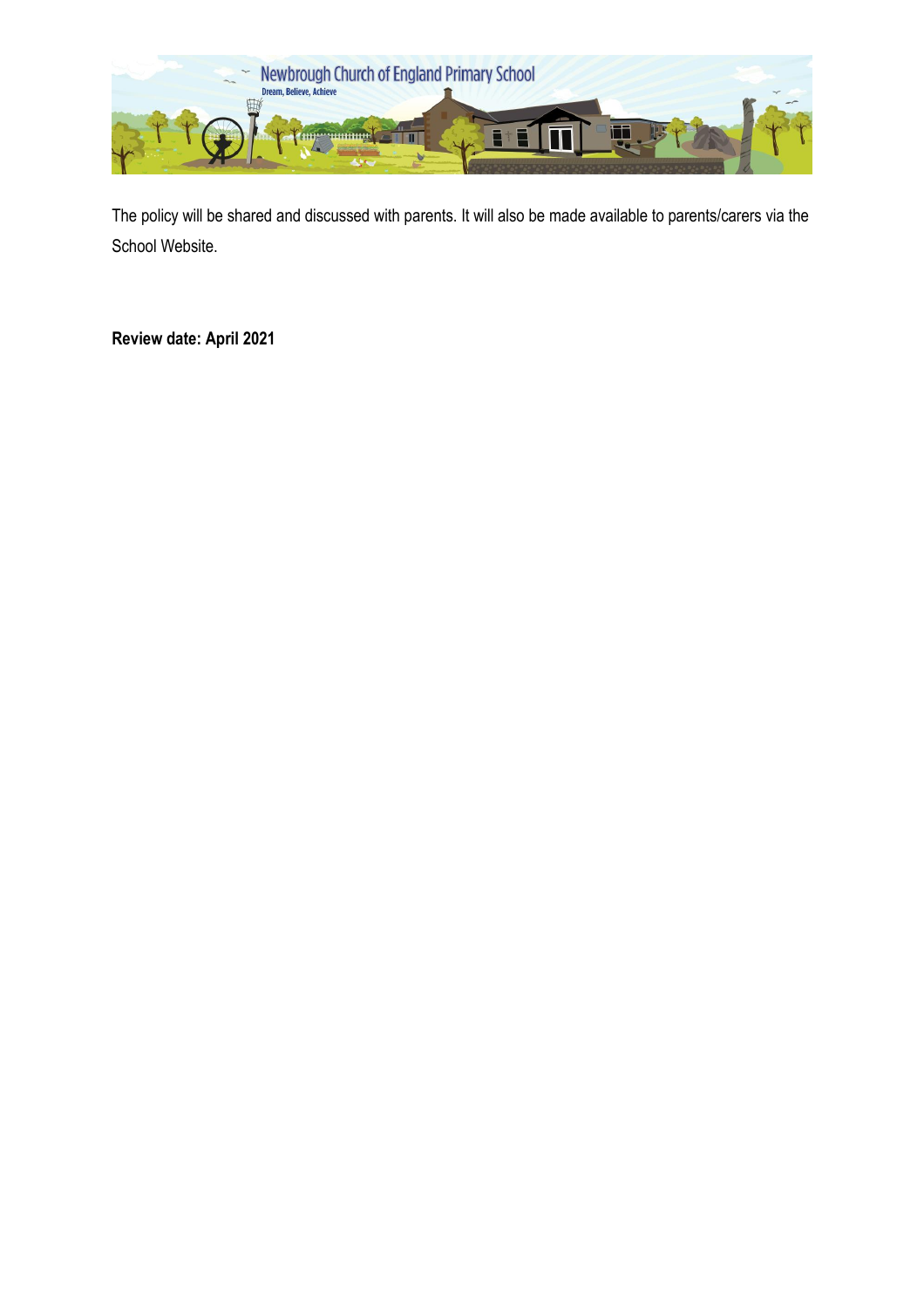The policy will be shared and discussed with parents. It will also be made available to parents/carers via the School Website.

**Review date: April 2021**